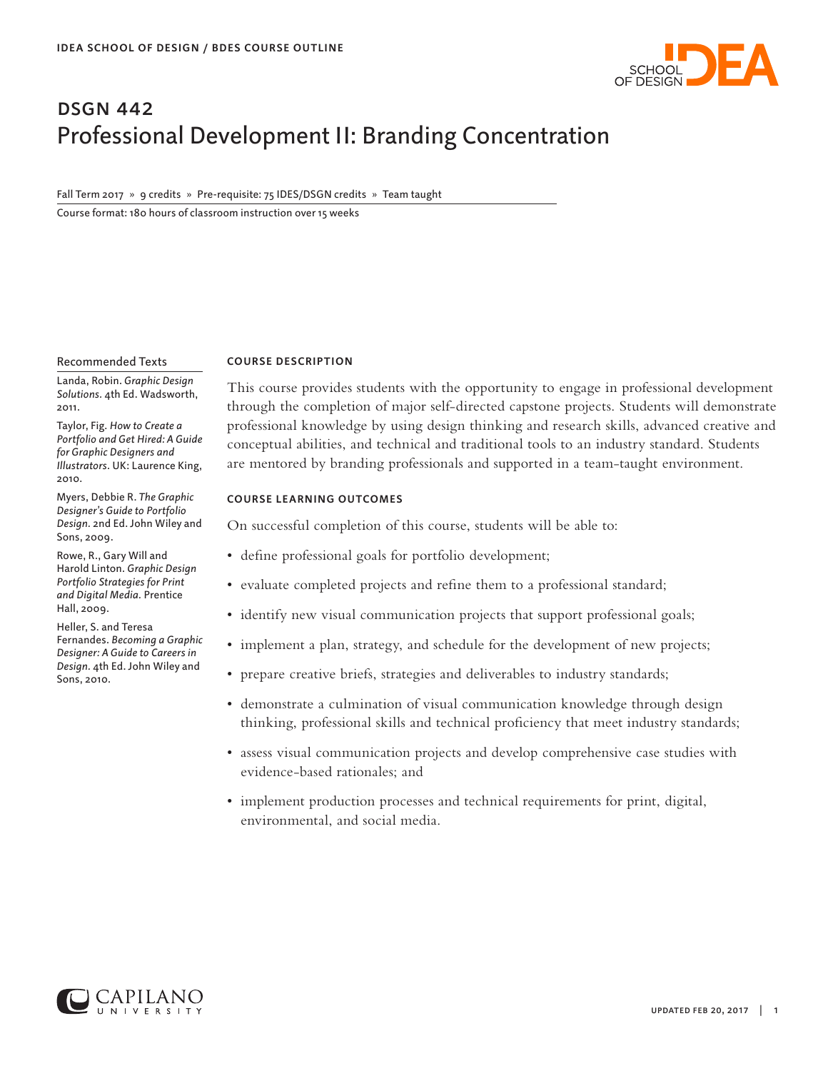IDEA SCHOOL OF DESIGN / BDES COURSE OUTLINE

# DSGN 442
# Professional Development II: Branding Concentration

Fall Term 2017 » 9 credits » Pre-requisite: 75 IDES/DSGN credits » Team taught

Course format: 180 hours of classroom instruction over 15 weeks

## COURSE DESCRIPTION

This course provides students with the opportunity to engage in professional development through the completion of major self-directed capstone projects. Students will demonstrate professional knowledge by using design thinking and research skills, advanced creative and conceptual abilities, and technical and traditional tools to an industry standard. Students are mentored by branding professionals and supported in a team-taught environment.

## COURSE LEARNING OUTCOMES

On successful completion of this course, students will be able to:

- define professional goals for portfolio development;
- evaluate completed projects and refine them to a professional standard;
- identify new visual communication projects that support professional goals;
- implement a plan, strategy, and schedule for the development of new projects;
- prepare creative briefs, strategies and deliverables to industry standards;
- demonstrate a culmination of visual communication knowledge through design thinking, professional skills and technical proficiency that meet industry standards;
- assess visual communication projects and develop comprehensive case studies with evidence-based rationales; and
- implement production processes and technical requirements for print, digital, environmental, and social media.

### Recommended Texts

Landa, Robin. *Graphic Design Solutions*. 4th Ed. Wadsworth, 2011.

Taylor, Fig. *How to Create a Portfolio and Get Hired: A Guide for Graphic Designers and Illustrators*. UK: Laurence King, 2010.

Myers, Debbie R. *The Graphic Designer's Guide to Portfolio Design*. 2nd Ed. John Wiley and Sons, 2009.

Rowe, R., Gary Will and Harold Linton. *Graphic Design Portfolio Strategies for Print and Digital Media*. Prentice Hall, 2009.

Heller, S. and Teresa Fernandes. *Becoming a Graphic Designer: A Guide to Careers in Design*. 4th Ed. John Wiley and Sons, 2010.

UPDATED FEB 20, 2017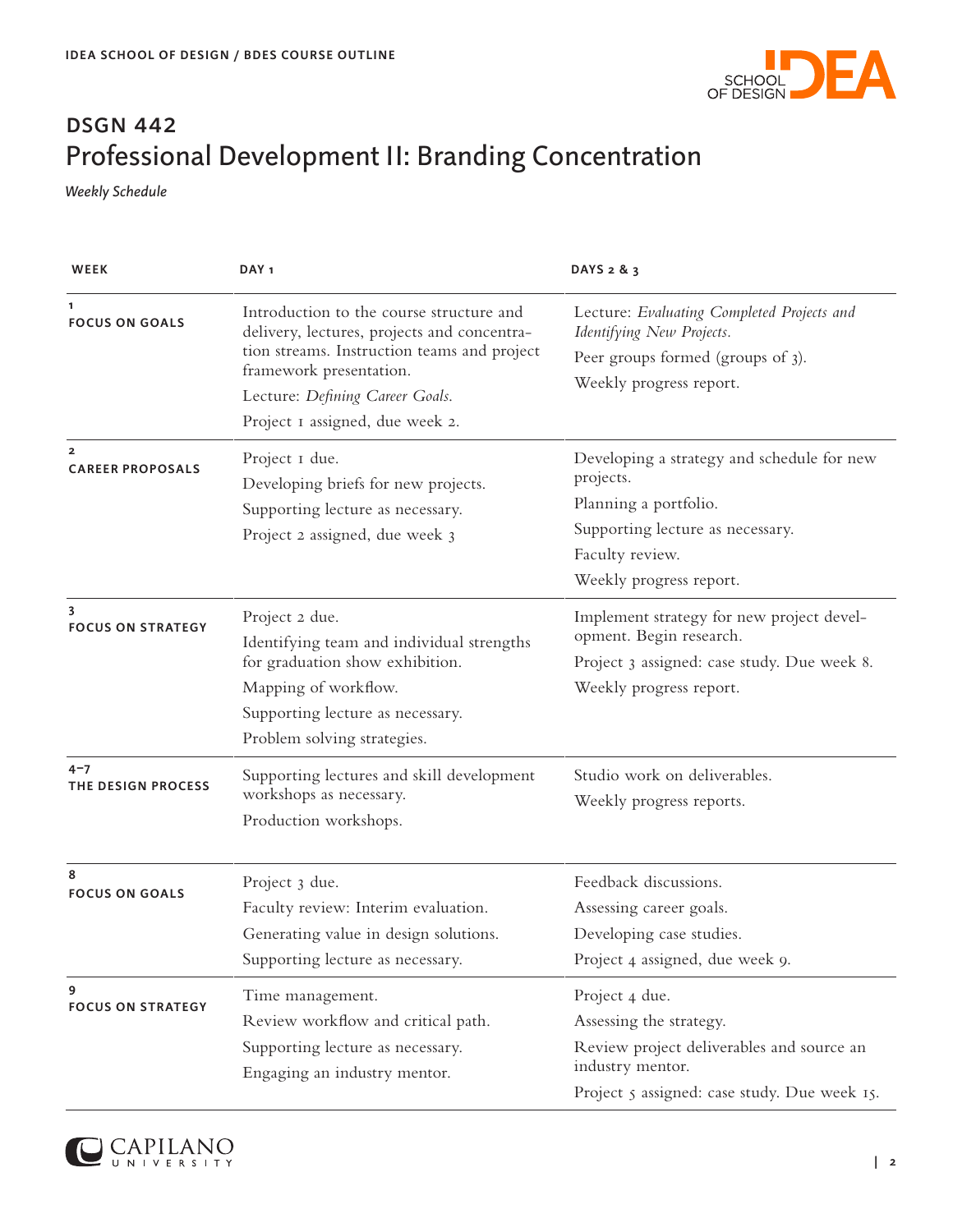## DSGN 442
# Professional Development II: Branding Concentration

*Weekly Schedule*

| WEEK | DAY 1 | DAYS 2 & 3 |
|---|---|---|
| 1 **FOCUS ON GOALS** | Introduction to the course structure and delivery, lectures, projects and concentration streams. Instruction teams and project framework presentation. Lecture: *Defining Career Goals.* Project 1 assigned, due week 2. | Lecture: *Evaluating Completed Projects and Identifying New Projects.* Peer groups formed (groups of 3). Weekly progress report. |
| 2 **CAREER PROPOSALS** | Project 1 due. Developing briefs for new projects. Supporting lecture as necessary. Project 2 assigned, due week 3 | Developing a strategy and schedule for new projects. Planning a portfolio. Supporting lecture as necessary. Faculty review. Weekly progress report. |
| 3 **FOCUS ON STRATEGY** | Project 2 due. Identifying team and individual strengths for graduation show exhibition. Mapping of workflow. Supporting lecture as necessary. Problem solving strategies. | Implement strategy for new project development. Begin research. Project 3 assigned: case study. Due week 8. Weekly progress report. |
| 4–7 **THE DESIGN PROCESS** | Supporting lectures and skill development workshops as necessary. Production workshops. | Studio work on deliverables. Weekly progress reports. |
| 8 **FOCUS ON GOALS** | Project 3 due. Faculty review: Interim evaluation. Generating value in design solutions. Supporting lecture as necessary. | Feedback discussions. Assessing career goals. Developing case studies. Project 4 assigned, due week 9. |
| 9 **FOCUS ON STRATEGY** | Time management. Review workflow and critical path. Supporting lecture as necessary. Engaging an industry mentor. | Project 4 due. Assessing the strategy. Review project deliverables and source an industry mentor. Project 5 assigned: case study. Due week 15. |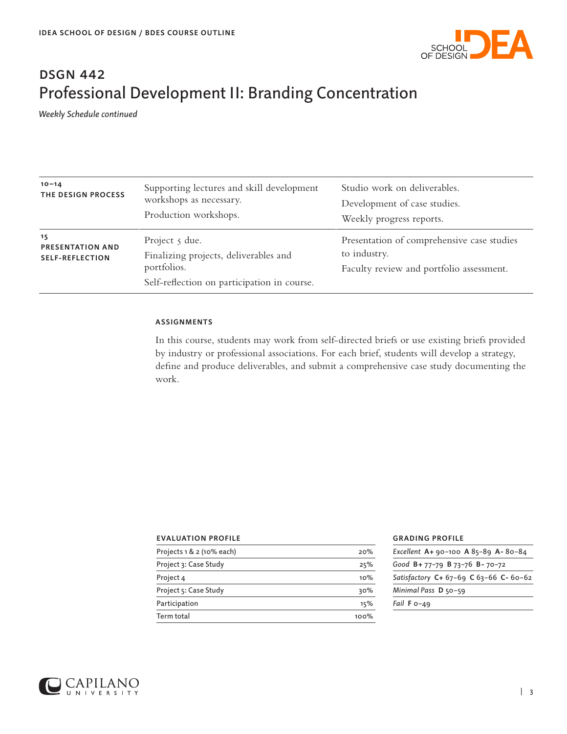# DSGN 442
## Professional Development II: Branding Concentration

*Weekly Schedule continued*

| | | |
|---|---|---|
| **10–14 THE DESIGN PROCESS** | Supporting lectures and skill development workshops as necessary.<br>Production workshops. | Studio work on deliverables.<br>Development of case studies.<br>Weekly progress reports. |
| **15 PRESENTATION AND SELF-REFLECTION** | Project 5 due.<br>Finalizing projects, deliverables and portfolios.<br>Self-reflection on participation in course. | Presentation of comprehensive case studies to industry.<br>Faculty review and portfolio assessment. |

### ASSIGNMENTS

In this course, students may work from self-directed briefs or use existing briefs provided by industry or professional associations. For each brief, students will develop a strategy, define and produce deliverables, and submit a comprehensive case study documenting the work.

### EVALUATION PROFILE

| | |
|---|---|
| Projects 1 & 2 (10% each) | 20% |
| Project 3: Case Study | 25% |
| Project 4 | 10% |
| Project 5: Case Study | 30% |
| Participation | 15% |
| Term total | 100% |

### GRADING PROFILE

| |
|---|
| *Excellent* **A+** 90–100 **A** 85–89 **A-** 80–84 |
| *Good* **B+** 77–79 **B** 73–76 **B-** 70–72 |
| *Satisfactory* **C+** 67–69 **C** 63–66 **C-** 60–62 |
| *Minimal Pass* **D** 50–59 |
| *Fail* **F** 0–49 |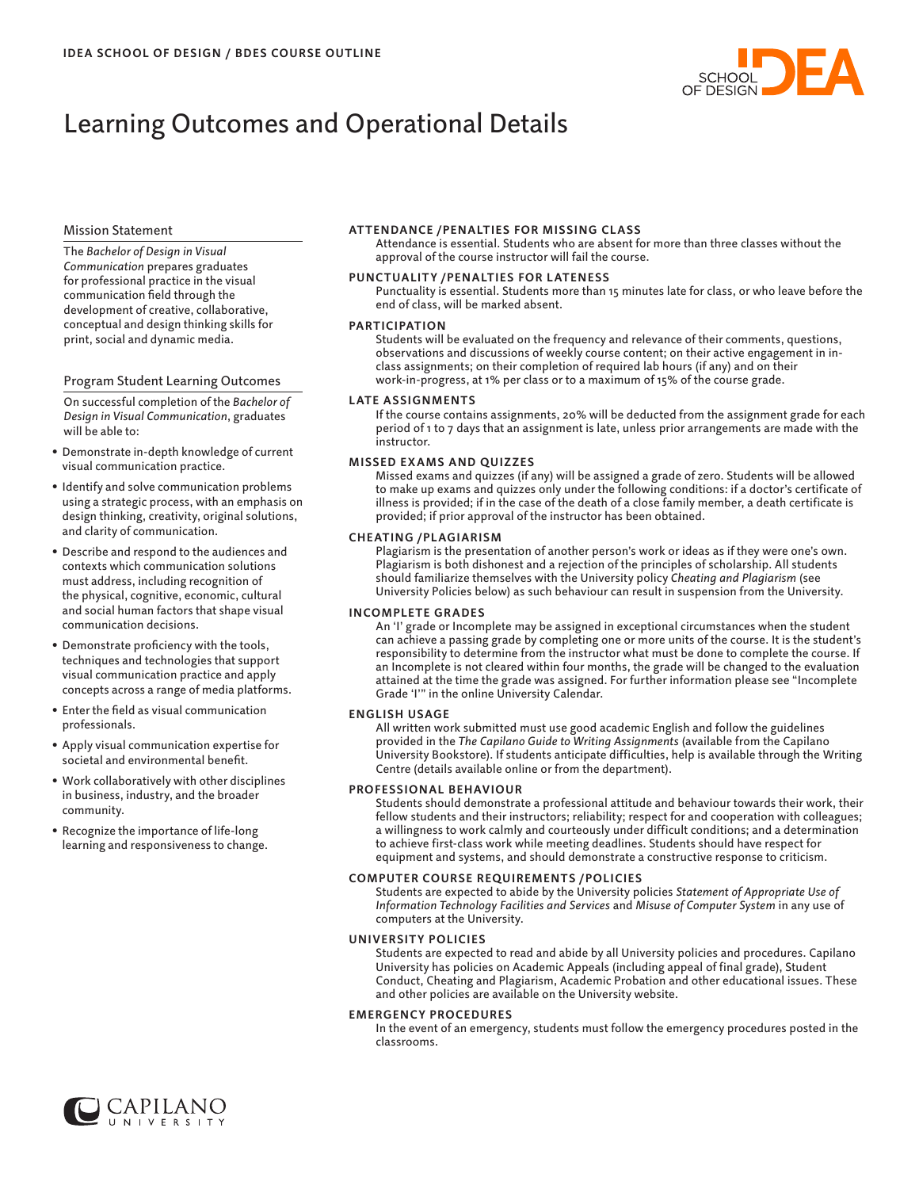# Learning Outcomes and Operational Details

## Mission Statement

The *Bachelor of Design in Visual Communication* prepares graduates for professional practice in the visual communication field through the development of creative, collaborative, conceptual and design thinking skills for print, social and dynamic media.

## Program Student Learning Outcomes

On successful completion of the *Bachelor of Design in Visual Communication*, graduates will be able to:

- Demonstrate in-depth knowledge of current visual communication practice.
- Identify and solve communication problems using a strategic process, with an emphasis on design thinking, creativity, original solutions, and clarity of communication.
- Describe and respond to the audiences and contexts which communication solutions must address, including recognition of the physical, cognitive, economic, cultural and social human factors that shape visual communication decisions.
- Demonstrate proficiency with the tools, techniques and technologies that support visual communication practice and apply concepts across a range of media platforms.
- Enter the field as visual communication professionals.
- Apply visual communication expertise for societal and environmental benefit.
- Work collaboratively with other disciplines in business, industry, and the broader community.
- Recognize the importance of life-long learning and responsiveness to change.

### ATTENDANCE /PENALTIES FOR MISSING CLASS

Attendance is essential. Students who are absent for more than three classes without the approval of the course instructor will fail the course.

### PUNCTUALITY /PENALTIES FOR LATENESS

Punctuality is essential. Students more than 15 minutes late for class, or who leave before the end of class, will be marked absent.

### PARTICIPATION

Students will be evaluated on the frequency and relevance of their comments, questions, observations and discussions of weekly course content; on their active engagement in in-class assignments; on their completion of required lab hours (if any) and on their work-in-progress, at 1% per class or to a maximum of 15% of the course grade.

### LATE ASSIGNMENTS

If the course contains assignments, 20% will be deducted from the assignment grade for each period of 1 to 7 days that an assignment is late, unless prior arrangements are made with the instructor.

### MISSED EXAMS AND QUIZZES

Missed exams and quizzes (if any) will be assigned a grade of zero. Students will be allowed to make up exams and quizzes only under the following conditions: if a doctor's certificate of illness is provided; if in the case of the death of a close family member, a death certificate is provided; if prior approval of the instructor has been obtained.

### CHEATING /PLAGIARISM

Plagiarism is the presentation of another person's work or ideas as if they were one's own. Plagiarism is both dishonest and a rejection of the principles of scholarship. All students should familiarize themselves with the University policy *Cheating and Plagiarism* (see University Policies below) as such behaviour can result in suspension from the University.

### INCOMPLETE GRADES

An 'I' grade or Incomplete may be assigned in exceptional circumstances when the student can achieve a passing grade by completing one or more units of the course. It is the student's responsibility to determine from the instructor what must be done to complete the course. If an Incomplete is not cleared within four months, the grade will be changed to the evaluation attained at the time the grade was assigned. For further information please see "Incomplete Grade 'I'" in the online University Calendar.

### ENGLISH USAGE

All written work submitted must use good academic English and follow the guidelines provided in the *The Capilano Guide to Writing Assignments* (available from the Capilano University Bookstore). If students anticipate difficulties, help is available through the Writing Centre (details available online or from the department).

### PROFESSIONAL BEHAVIOUR

Students should demonstrate a professional attitude and behaviour towards their work, their fellow students and their instructors; reliability; respect for and cooperation with colleagues; a willingness to work calmly and courteously under difficult conditions; and a determination to achieve first-class work while meeting deadlines. Students should have respect for equipment and systems, and should demonstrate a constructive response to criticism.

### COMPUTER COURSE REQUIREMENTS /POLICIES

Students are expected to abide by the University policies *Statement of Appropriate Use of Information Technology Facilities and Services* and *Misuse of Computer System* in any use of computers at the University.

### UNIVERSITY POLICIES

Students are expected to read and abide by all University policies and procedures. Capilano University has policies on Academic Appeals (including appeal of final grade), Student Conduct, Cheating and Plagiarism, Academic Probation and other educational issues. These and other policies are available on the University website.

### EMERGENCY PROCEDURES

In the event of an emergency, students must follow the emergency procedures posted in the classrooms.